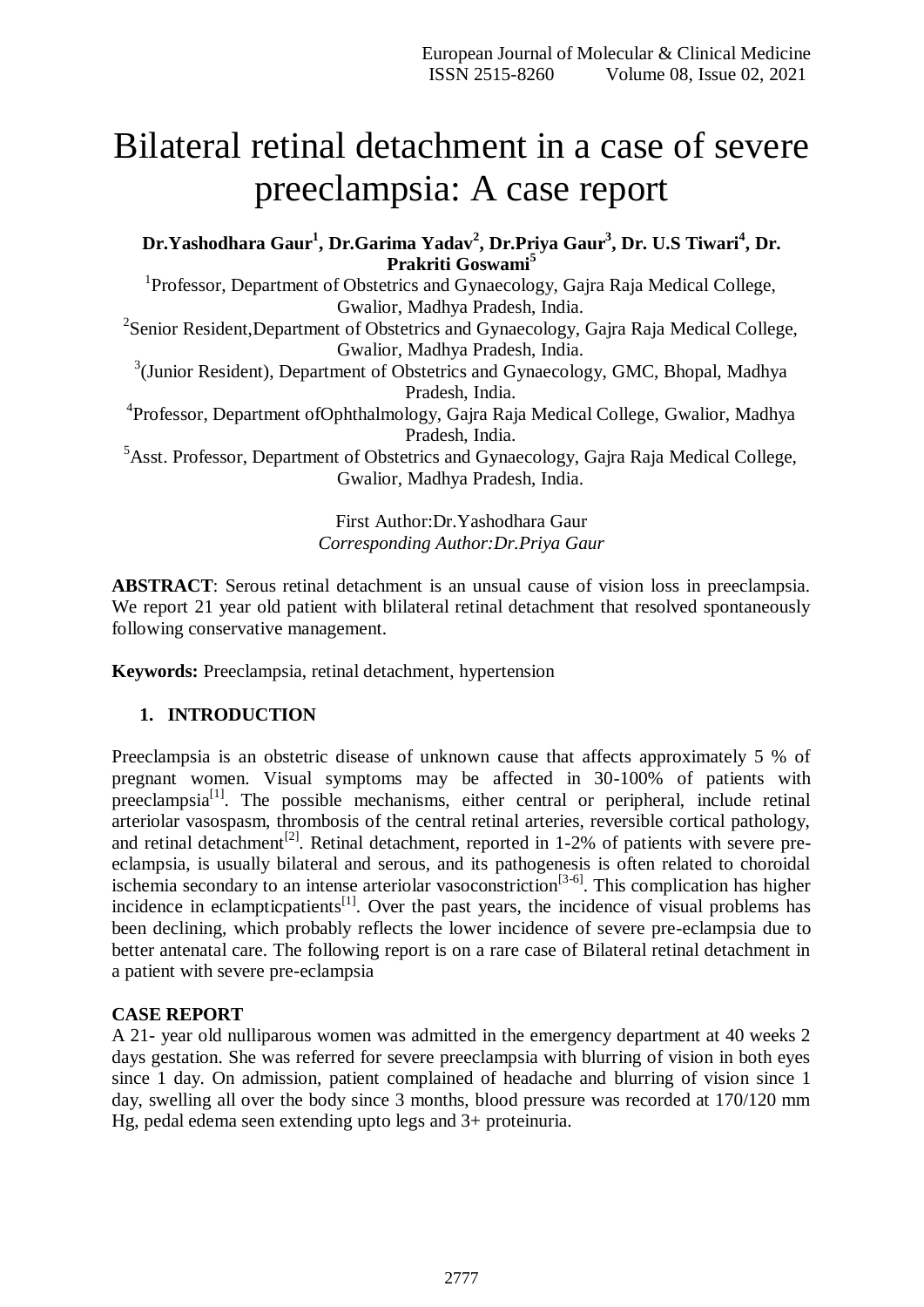# Bilateral retinal detachment in a case of severe preeclampsia: A case report

**Dr.Yashodhara Gaur[1], Dr.Garima Yadav[2], Dr.Priya Gaur[3], Dr. U.S Tiwari[4], Dr. Prakriti Goswami[5]**

[1]Professor, Department of Obstetrics and Gynaecology, Gajra Raja Medical College, Gwalior, Madhya Pradesh, India.

[2]Senior Resident,Department of Obstetrics and Gynaecology, Gajra Raja Medical College, Gwalior, Madhya Pradesh, India.

[3](Junior Resident), Department of Obstetrics and Gynaecology, GMC, Bhopal, Madhya Pradesh, India.

[4]Professor, Department ofOphthalmology, Gajra Raja Medical College, Gwalior, Madhya Pradesh, India.

[5]Asst. Professor, Department of Obstetrics and Gynaecology, Gajra Raja Medical College, Gwalior, Madhya Pradesh, India.

First Author:Dr.Yashodhara Gaur

*Corresponding Author:Dr.Priya Gaur*

**ABSTRACT**: Serous retinal detachment is an unusual cause of vision loss in preeclampsia. We report 21 year old patient with blilateral retinal detachment that resolved spontaneously following conservative management.

**Keywords:** Preeclampsia, retinal detachment, hypertension

## 1. INTRODUCTION

Preeclampsia is an obstetric disease of unknown cause that affects approximately 5 % of pregnant women. Visual symptoms may be affected in 30-100% of patients with preeclampsia[1]. The possible mechanisms, either central or peripheral, include retinal arteriolar vasospasm, thrombosis of the central retinal arteries, reversible cortical pathology, and retinal detachment[2]. Retinal detachment, reported in 1-2% of patients with severe pre-eclampsia, is usually bilateral and serous, and its pathogenesis is often related to choroidal ischemia secondary to an intense arteriolar vasoconstriction[3-6]. This complication has higher incidence in eclampticpatients[1]. Over the past years, the incidence of visual problems has been declining, which probably reflects the lower incidence of severe pre-eclampsia due to better antenatal care. The following report is on a rare case of Bilateral retinal detachment in a patient with severe pre-eclampsia

## CASE REPORT

A 21- year old nulliparous women was admitted in the emergency department at 40 weeks 2 days gestation. She was referred for severe preeclampsia with blurring of vision in both eyes since 1 day. On admission, patient complained of headache and blurring of vision since 1 day, swelling all over the body since 3 months, blood pressure was recorded at 170/120 mm Hg, pedal edema seen extending upto legs and 3+ proteinuria.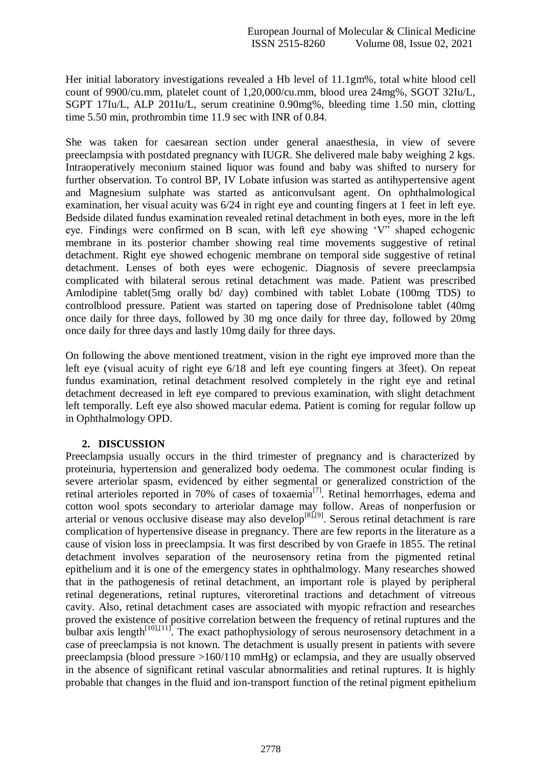Her initial laboratory investigations revealed a Hb level of 11.1gm%, total white blood cell count of 9900/cu.mm, platelet count of 1,20,000/cu.mm, blood urea 24mg%, SGOT 32Iu/L, SGPT 17Iu/L, ALP 201Iu/L, serum creatinine 0.90mg%, bleeding time 1.50 min, clotting time 5.50 min, prothrombin time 11.9 sec with INR of 0.84.

She was taken for caesarean section under general anaesthesia, in view of severe preeclampsia with postdated pregnancy with IUGR. She delivered male baby weighing 2 kgs. Intraoperatively meconium stained liquor was found and baby was shifted to nursery for further observation. To control BP, IV Lobate infusion was started as antihypertensive agent and Magnesium sulphate was started as anticonvulsant agent. On ophthalmological examination, her visual acuity was 6/24 in right eye and counting fingers at 1 feet in left eye. Bedside dilated fundus examination revealed retinal detachment in both eyes, more in the left eye. Findings were confirmed on B scan, with left eye showing 'V" shaped echogenic membrane in its posterior chamber showing real time movements suggestive of retinal detachment. Right eye showed echogenic membrane on temporal side suggestive of retinal detachment. Lenses of both eyes were echogenic. Diagnosis of severe preeclampsia complicated with bilateral serous retinal detachment was made. Patient was prescribed Amlodipine tablet(5mg orally bd/ day) combined with tablet Lobate (100mg TDS) to controlblood pressure. Patient was started on tapering dose of Prednisolone tablet (40mg once daily for three days, followed by 30 mg once daily for three day, followed by 20mg once daily for three days and lastly 10mg daily for three days.

On following the above mentioned treatment, vision in the right eye improved more than the left eye (visual acuity of right eye 6/18 and left eye counting fingers at 3feet). On repeat fundus examination, retinal detachment resolved completely in the right eye and retinal detachment decreased in left eye compared to previous examination, with slight detachment left temporally. Left eye also showed macular edema. Patient is coming for regular follow up in Ophthalmology OPD.

## 2. DISCUSSION

Preeclampsia usually occurs in the third trimester of pregnancy and is characterized by proteinuria, hypertension and generalized body oedema. The commonest ocular finding is severe arteriolar spasm, evidenced by either segmental or generalized constriction of the retinal arterioles reported in 70% of cases of toxaemia[7]. Retinal hemorrhages, edema and cotton wool spots secondary to arteriolar damage may follow. Areas of nonperfusion or arterial or venous occlusive disease may also develop[8],[9]. Serous retinal detachment is rare complication of hypertensive disease in pregnancy. There are few reports in the literature as a cause of vision loss in preeclampsia. It was first described by von Graefe in 1855. The retinal detachment involves separation of the neurosensory retina from the pigmented retinal epithelium and it is one of the emergency states in ophthalmology. Many researches showed that in the pathogenesis of retinal detachment, an important role is played by peripheral retinal degenerations, retinal ruptures, viteroretinal tractions and detachment of vitreous cavity. Also, retinal detachment cases are associated with myopic refraction and researches proved the existence of positive correlation between the frequency of retinal ruptures and the bulbar axis length[10],[11]. The exact pathophysiology of serous neurosensory detachment in a case of preeclampsia is not known. The detachment is usually present in patients with severe preeclampsia (blood pressure >160/110 mmHg) or eclampsia, and they are usually observed in the absence of significant retinal vascular abnormalities and retinal ruptures. It is highly probable that changes in the fluid and ion-transport function of the retinal pigment epithelium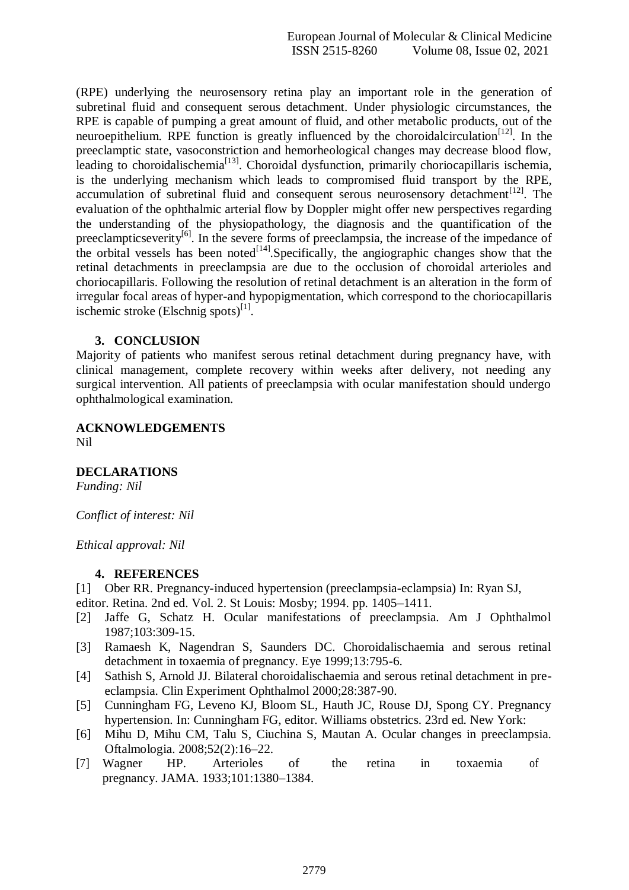(RPE) underlying the neurosensory retina play an important role in the generation of subretinal fluid and consequent serous detachment. Under physiologic circumstances, the RPE is capable of pumping a great amount of fluid, and other metabolic products, out of the neuroepithelium. RPE function is greatly influenced by the choroidalcirculation[12]. In the preeclamptic state, vasoconstriction and hemorheological changes may decrease blood flow, leading to choroidalischemia[13]. Choroidal dysfunction, primarily choriocapillaris ischemia, is the underlying mechanism which leads to compromised fluid transport by the RPE, accumulation of subretinal fluid and consequent serous neurosensory detachment[12]. The evaluation of the ophthalmic arterial flow by Doppler might offer new perspectives regarding the understanding of the physiopathology, the diagnosis and the quantification of the preeclampticseverity[6]. In the severe forms of preeclampsia, the increase of the impedance of the orbital vessels has been noted[14].Specifically, the angiographic changes show that the retinal detachments in preeclampsia are due to the occlusion of choroidal arterioles and choriocapillaris. Following the resolution of retinal detachment is an alteration in the form of irregular focal areas of hyper-and hypopigmentation, which correspond to the choriocapillaris ischemic stroke (Elschnig spots)[1].

## 3. CONCLUSION

Majority of patients who manifest serous retinal detachment during pregnancy have, with clinical management, complete recovery within weeks after delivery, not needing any surgical intervention. All patients of preeclampsia with ocular manifestation should undergo ophthalmological examination.

**ACKNOWLEDGEMENTS**

Nil

**DECLARATIONS**

*Funding: Nil*

*Conflict of interest: Nil*

*Ethical approval: Nil*

## 4. REFERENCES

[1] Ober RR. Pregnancy-induced hypertension (preeclampsia-eclampsia) In: Ryan SJ, editor. Retina. 2nd ed. Vol. 2. St Louis: Mosby; 1994. pp. 1405–1411.

[2] Jaffe G, Schatz H. Ocular manifestations of preeclampsia. Am J Ophthalmol 1987;103:309-15.

[3] Ramaesh K, Nagendran S, Saunders DC. Choroidalischaemia and serous retinal detachment in toxaemia of pregnancy. Eye 1999;13:795-6.

[4] Sathish S, Arnold JJ. Bilateral choroidalischaemia and serous retinal detachment in pre-eclampsia. Clin Experiment Ophthalmol 2000;28:387-90.

[5] Cunningham FG, Leveno KJ, Bloom SL, Hauth JC, Rouse DJ, Spong CY. Pregnancy hypertension. In: Cunningham FG, editor. Williams obstetrics. 23rd ed. New York:

[6] Mihu D, Mihu CM, Talu S, Ciuchina S, Mautan A. Ocular changes in preeclampsia. Oftalmologia. 2008;52(2):16–22.

[7] Wagner HP. Arterioles of the retina in toxaemia of pregnancy. JAMA. 1933;101:1380–1384.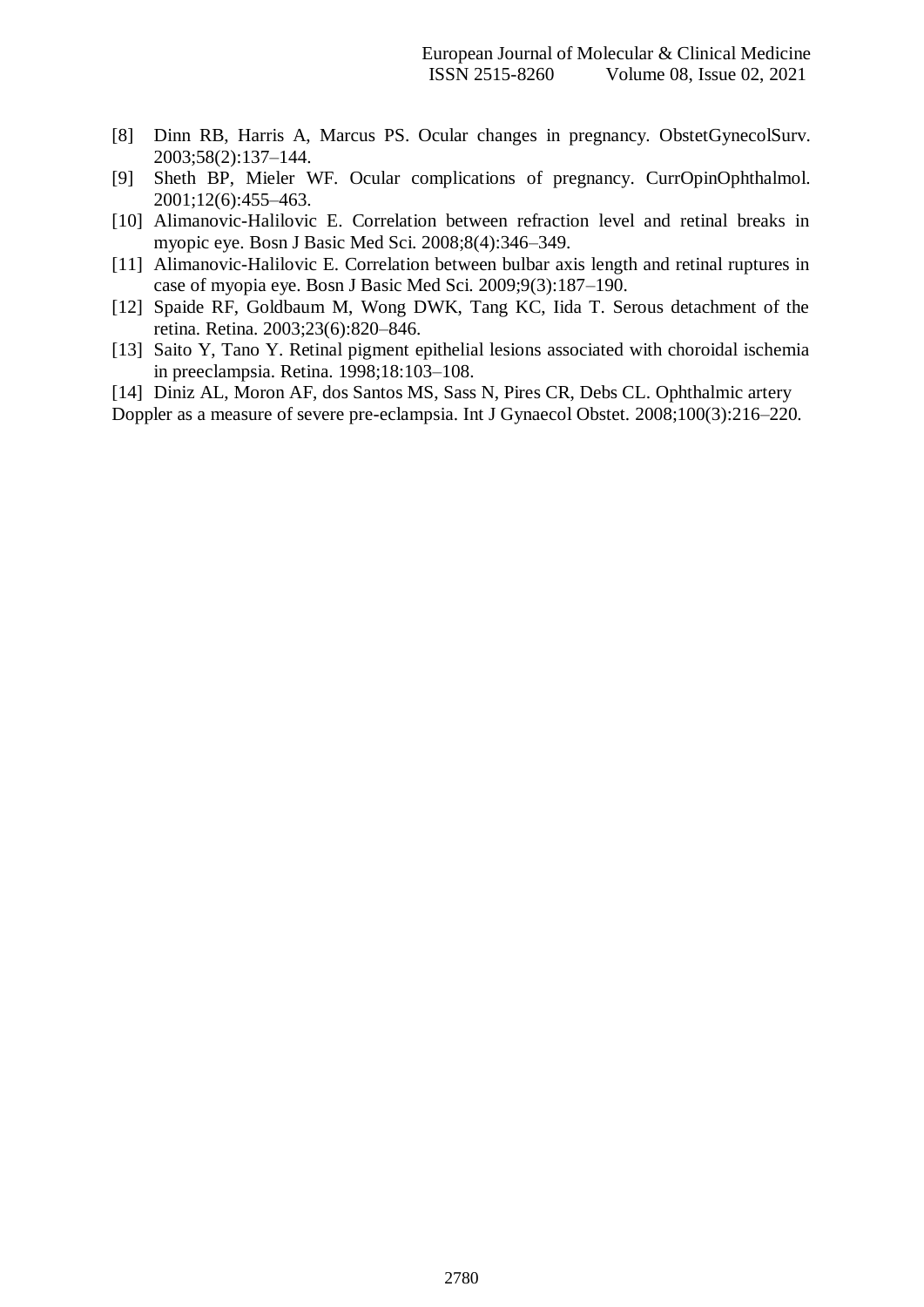[8] Dinn RB, Harris A, Marcus PS. Ocular changes in pregnancy. ObstetGynecolSurv. 2003;58(2):137–144.

[9] Sheth BP, Mieler WF. Ocular complications of pregnancy. CurrOpinOphthalmol. 2001;12(6):455–463.

[10] Alimanovic-Halilovic E. Correlation between refraction level and retinal breaks in myopic eye. Bosn J Basic Med Sci. 2008;8(4):346–349.

[11] Alimanovic-Halilovic E. Correlation between bulbar axis length and retinal ruptures in case of myopia eye. Bosn J Basic Med Sci. 2009;9(3):187–190.

[12] Spaide RF, Goldbaum M, Wong DWK, Tang KC, Iida T. Serous detachment of the retina. Retina. 2003;23(6):820–846.

[13] Saito Y, Tano Y. Retinal pigment epithelial lesions associated with choroidal ischemia in preeclampsia. Retina. 1998;18:103–108.

[14] Diniz AL, Moron AF, dos Santos MS, Sass N, Pires CR, Debs CL. Ophthalmic artery Doppler as a measure of severe pre-eclampsia. Int J Gynaecol Obstet. 2008;100(3):216–220.